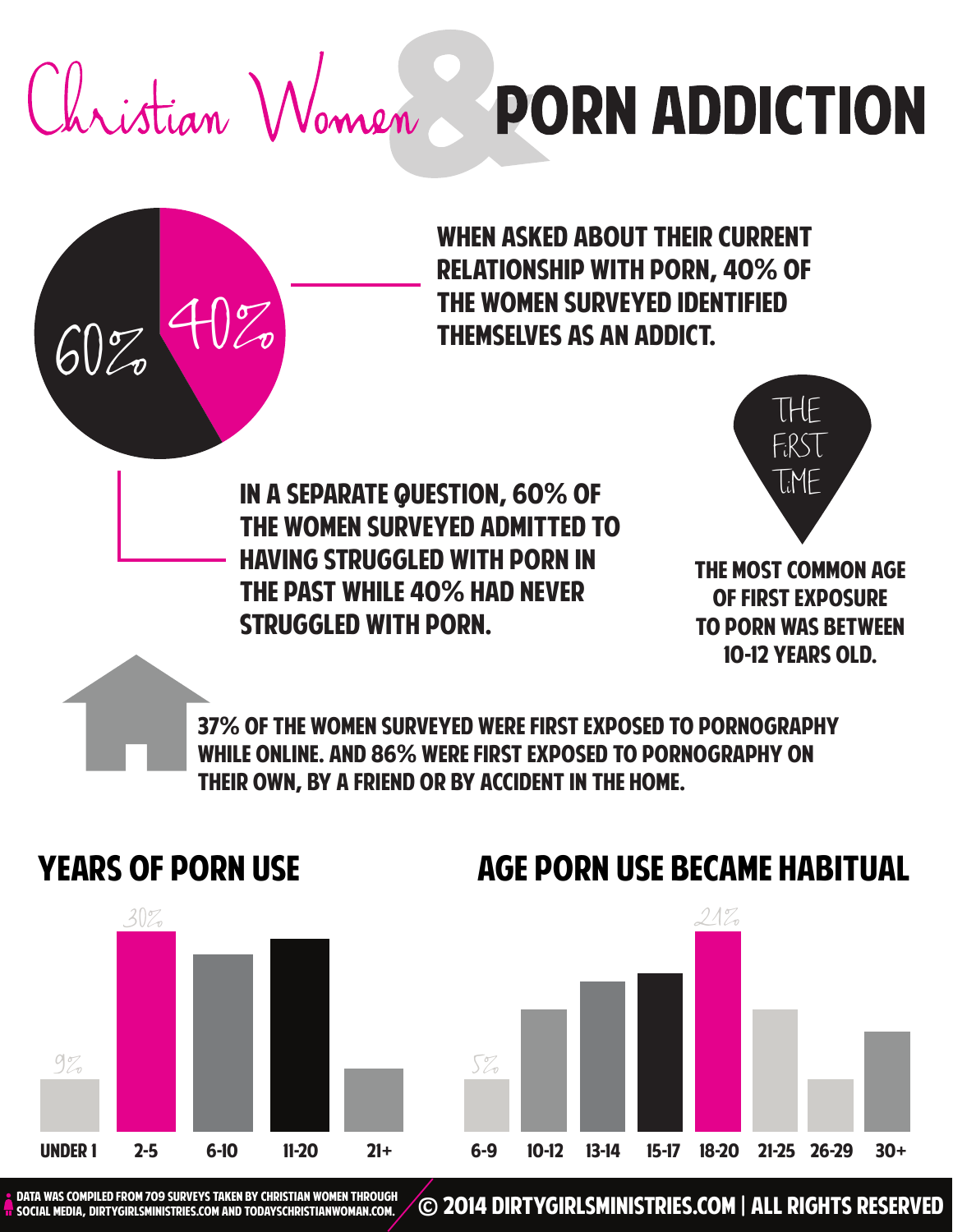# Christian Women & PORN ADDICTION

60% 40%

WHEN ASKED ABOUT THEIR CURRENT RELATIONSHIP WITH PORN, 40% OF THE WOMEN SURVEYED IDENTIFIED THEMSELVES AS AN ADDICT.

IN A SEPARATE QUESTION, 60% OF THE WOMEN SURVEYED ADMITTED TO HAVING STRUGGLED WITH PORN IN THE PAST WHILE 40% HAD NEVER STRUGGLED WITH PORN.

THE FIRST TIME

THE MOST COMMON AGE OF FIRST EXPOSURE TO PORN WAS BETWEEN 10-12 YEARS OLD.

37% OF THE WOMEN SURVEYED WERE FIRST EXPOSED TO PORNOGRAPHY WHILE ONLINE. AND 86% WERE FIRST EXPOSED TO PORNOGRAPHY ON THEIR OWN, BY A FRIEND OR BY ACCIDENT IN THE HOME.

## YEARS OF PORN USE

| UNDER 1 | 2-5 | 6-10 | 11-20 | 21+ |
|---|---|---|---|---|
| 9% | 30% | | | |

## AGE PORN USE BECAME HABITUAL

| 6-9 | 10-12 | 13-14 | 15-17 | 18-20 | 21-25 | 26-29 | 30+ |
|---|---|---|---|---|---|---|---|
| 5% | | | | 21% | | | |

DATA WAS COMPILED FROM 709 SURVEYS TAKEN BY CHRISTIAN WOMEN THROUGH SOCIAL MEDIA, DIRTYGIRLSMINISTRIES.COM AND TODAYSCHRISTIANWOMAN.COM.

© 2014 DIRTYGIRLSMINISTRIES.COM | ALL RIGHTS RESERVED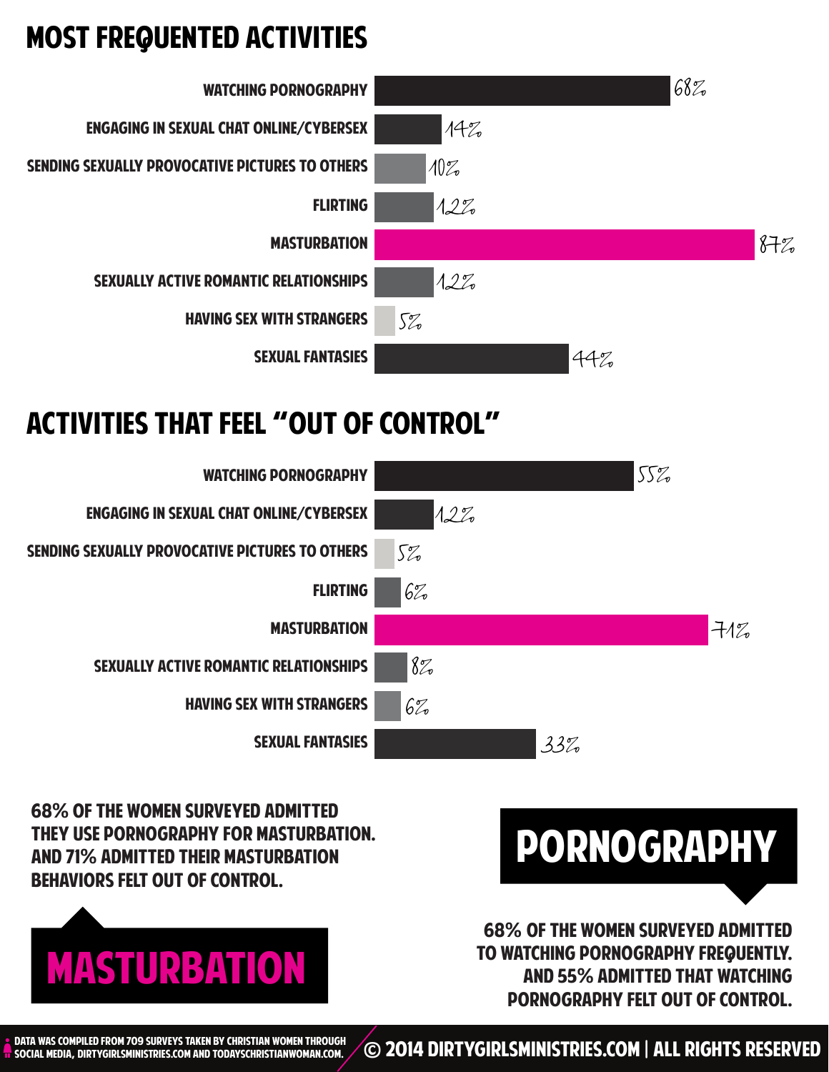## MOST FREQUENTED ACTIVITIES

WATCHING PORNOGRAPHY 68%

ENGAGING IN SEXUAL CHAT ONLINE/CYBERSEX 14%

SENDING SEXUALLY PROVOCATIVE PICTURES TO OTHERS 10%

FLIRTING 12%

MASTURBATION 87%

SEXUALLY ACTIVE ROMANTIC RELATIONSHIPS 12%

HAVING SEX WITH STRANGERS 5%

SEXUAL FANTASIES 44%

## ACTIVITIES THAT FEEL "OUT OF CONTROL"

WATCHING PORNOGRAPHY 55%

ENGAGING IN SEXUAL CHAT ONLINE/CYBERSEX 12%

SENDING SEXUALLY PROVOCATIVE PICTURES TO OTHERS 5%

FLIRTING 6%

MASTURBATION 71%

SEXUALLY ACTIVE ROMANTIC RELATIONSHIPS 8%

HAVING SEX WITH STRANGERS 6%

SEXUAL FANTASIES 33%

**68% OF THE WOMEN SURVEYED ADMITTED THEY USE PORNOGRAPHY FOR MASTURBATION. AND 71% ADMITTED THEIR MASTURBATION BEHAVIORS FELT OUT OF CONTROL.**

## MASTURBATION

## PORNOGRAPHY

**68% OF THE WOMEN SURVEYED ADMITTED TO WATCHING PORNOGRAPHY FREQUENTLY. AND 55% ADMITTED THAT WATCHING PORNOGRAPHY FELT OUT OF CONTROL.**

DATA WAS COMPILED FROM 709 SURVEYS TAKEN BY CHRISTIAN WOMEN THROUGH SOCIAL MEDIA, DIRTYGIRLSMINISTRIES.COM AND TODAYSCHRISTIANWOMAN.COM.

© 2014 DIRTYGIRLSMINISTRIES.COM | ALL RIGHTS RESERVED